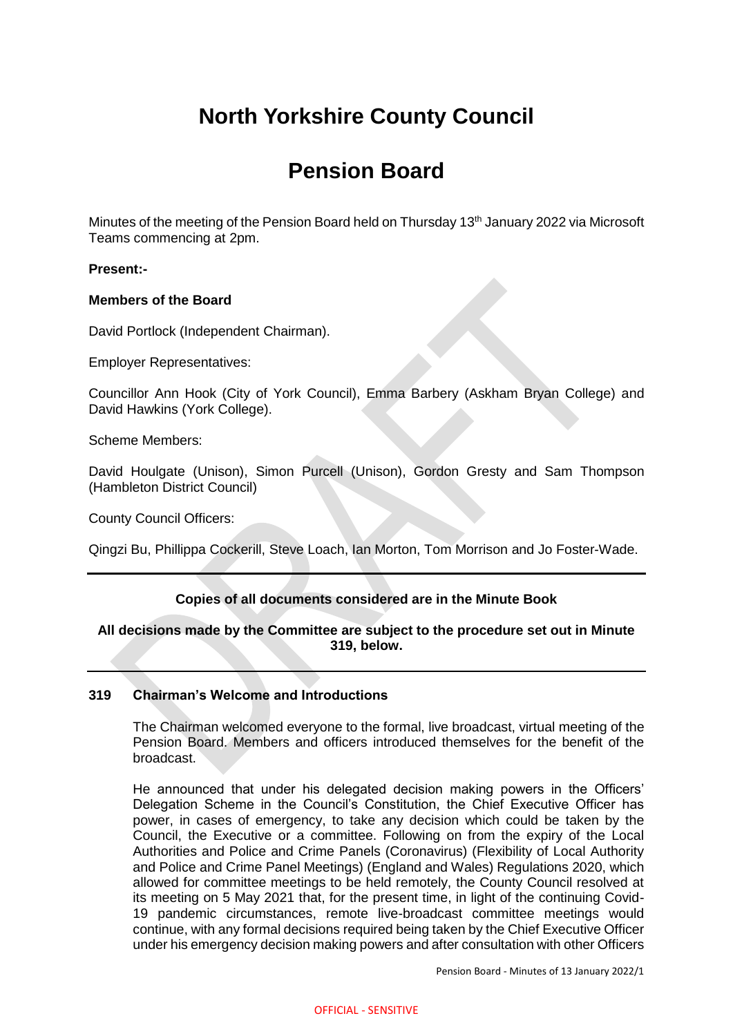# North Yorkshire County Council

# Pension Board

Minutes of the meeting of the Pension Board held on Thursday 13th January 2022 via Microsoft Teams commencing at 2pm.

**Present:-**

**Members of the Board**

David Portlock (Independent Chairman).

Employer Representatives:

Councillor Ann Hook (City of York Council), Emma Barbery (Askham Bryan College) and David Hawkins (York College).

Scheme Members:

David Houlgate (Unison), Simon Purcell (Unison), Gordon Gresty and Sam Thompson (Hambleton District Council)

County Council Officers:

Qingzi Bu, Phillippa Cockerill, Steve Loach, Ian Morton, Tom Morrison and Jo Foster-Wade.

---

**Copies of all documents considered are in the Minute Book**

**All decisions made by the Committee are subject to the procedure set out in Minute 319, below.**

---

### 319 Chairman's Welcome and Introductions

The Chairman welcomed everyone to the formal, live broadcast, virtual meeting of the Pension Board. Members and officers introduced themselves for the benefit of the broadcast.

He announced that under his delegated decision making powers in the Officers' Delegation Scheme in the Council's Constitution, the Chief Executive Officer has power, in cases of emergency, to take any decision which could be taken by the Council, the Executive or a committee. Following on from the expiry of the Local Authorities and Police and Crime Panels (Coronavirus) (Flexibility of Local Authority and Police and Crime Panel Meetings) (England and Wales) Regulations 2020, which allowed for committee meetings to be held remotely, the County Council resolved at its meeting on 5 May 2021 that, for the present time, in light of the continuing Covid-19 pandemic circumstances, remote live-broadcast committee meetings would continue, with any formal decisions required being taken by the Chief Executive Officer under his emergency decision making powers and after consultation with other Officers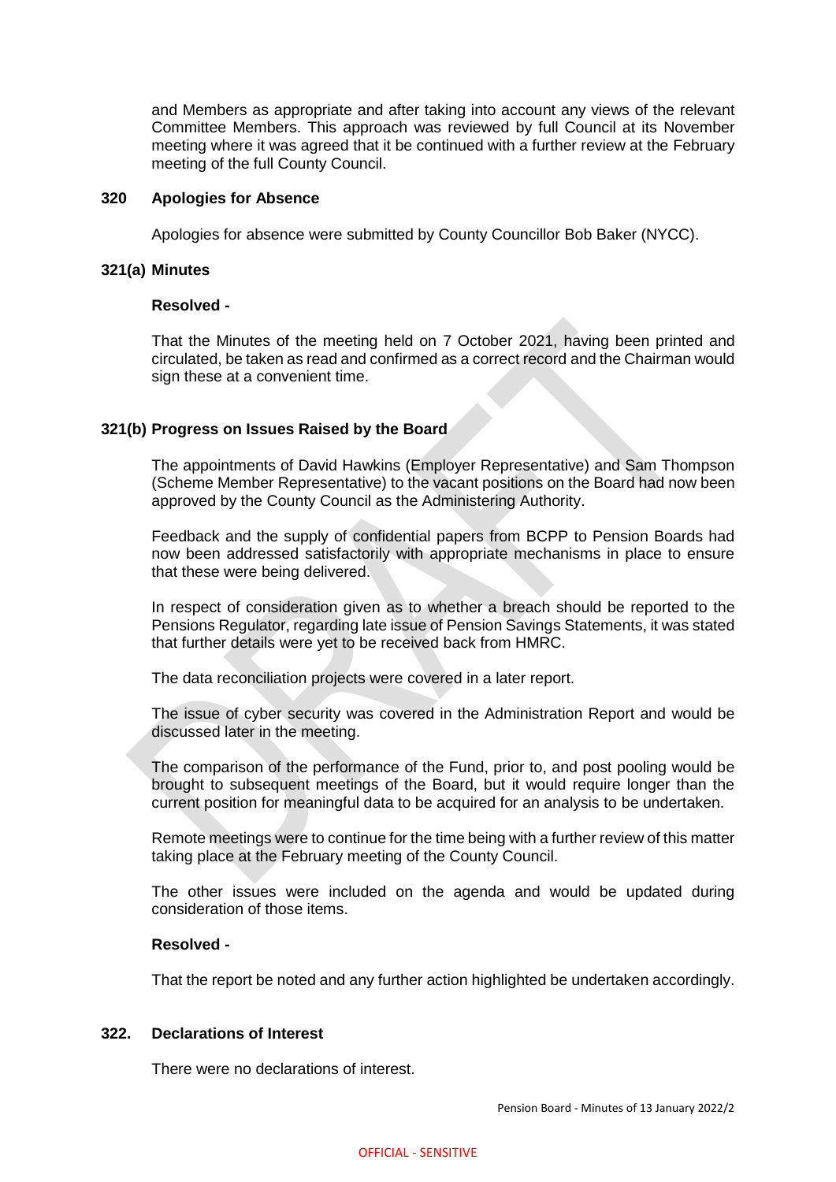and Members as appropriate and after taking into account any views of the relevant Committee Members. This approach was reviewed by full Council at its November meeting where it was agreed that it be continued with a further review at the February meeting of the full County Council.

**320 Apologies for Absence**

Apologies for absence were submitted by County Councillor Bob Baker (NYCC).

**321(a) Minutes**

**Resolved -**

That the Minutes of the meeting held on 7 October 2021, having been printed and circulated, be taken as read and confirmed as a correct record and the Chairman would sign these at a convenient time.

**321(b) Progress on Issues Raised by the Board**

The appointments of David Hawkins (Employer Representative) and Sam Thompson (Scheme Member Representative) to the vacant positions on the Board had now been approved by the County Council as the Administering Authority.

Feedback and the supply of confidential papers from BCPP to Pension Boards had now been addressed satisfactorily with appropriate mechanisms in place to ensure that these were being delivered.

In respect of consideration given as to whether a breach should be reported to the Pensions Regulator, regarding late issue of Pension Savings Statements, it was stated that further details were yet to be received back from HMRC.

The data reconciliation projects were covered in a later report.

The issue of cyber security was covered in the Administration Report and would be discussed later in the meeting.

The comparison of the performance of the Fund, prior to, and post pooling would be brought to subsequent meetings of the Board, but it would require longer than the current position for meaningful data to be acquired for an analysis to be undertaken.

Remote meetings were to continue for the time being with a further review of this matter taking place at the February meeting of the County Council.

The other issues were included on the agenda and would be updated during consideration of those items.

**Resolved -**

That the report be noted and any further action highlighted be undertaken accordingly.

**322. Declarations of Interest**

There were no declarations of interest.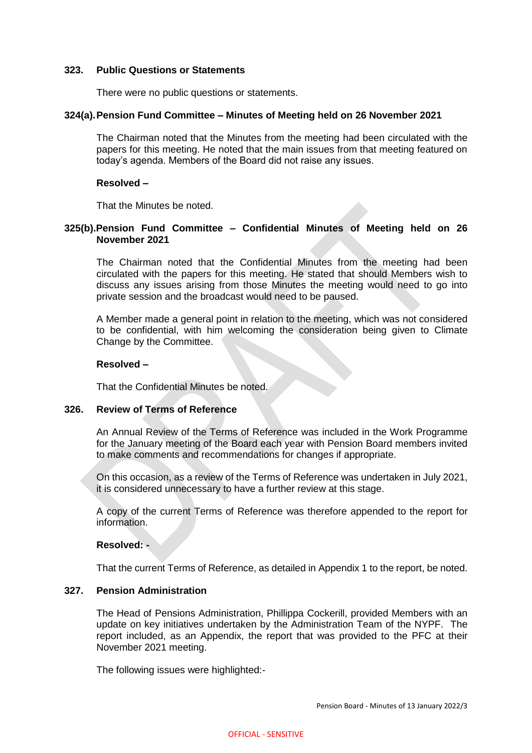## 323. Public Questions or Statements

There were no public questions or statements.

## 324(a). Pension Fund Committee – Minutes of Meeting held on 26 November 2021

The Chairman noted that the Minutes from the meeting had been circulated with the papers for this meeting. He noted that the main issues from that meeting featured on today's agenda. Members of the Board did not raise any issues.

**Resolved –**

That the Minutes be noted.

## 325(b). Pension Fund Committee – Confidential Minutes of Meeting held on 26 November 2021

The Chairman noted that the Confidential Minutes from the meeting had been circulated with the papers for this meeting. He stated that should Members wish to discuss any issues arising from those Minutes the meeting would need to go into private session and the broadcast would need to be paused.

A Member made a general point in relation to the meeting, which was not considered to be confidential, with him welcoming the consideration being given to Climate Change by the Committee.

**Resolved –**

That the Confidential Minutes be noted.

## 326. Review of Terms of Reference

An Annual Review of the Terms of Reference was included in the Work Programme for the January meeting of the Board each year with Pension Board members invited to make comments and recommendations for changes if appropriate.

On this occasion, as a review of the Terms of Reference was undertaken in July 2021, it is considered unnecessary to have a further review at this stage.

A copy of the current Terms of Reference was therefore appended to the report for information.

**Resolved: -**

That the current Terms of Reference, as detailed in Appendix 1 to the report, be noted.

## 327. Pension Administration

The Head of Pensions Administration, Phillippa Cockerill, provided Members with an update on key initiatives undertaken by the Administration Team of the NYPF. The report included, as an Appendix, the report that was provided to the PFC at their November 2021 meeting.

The following issues were highlighted:-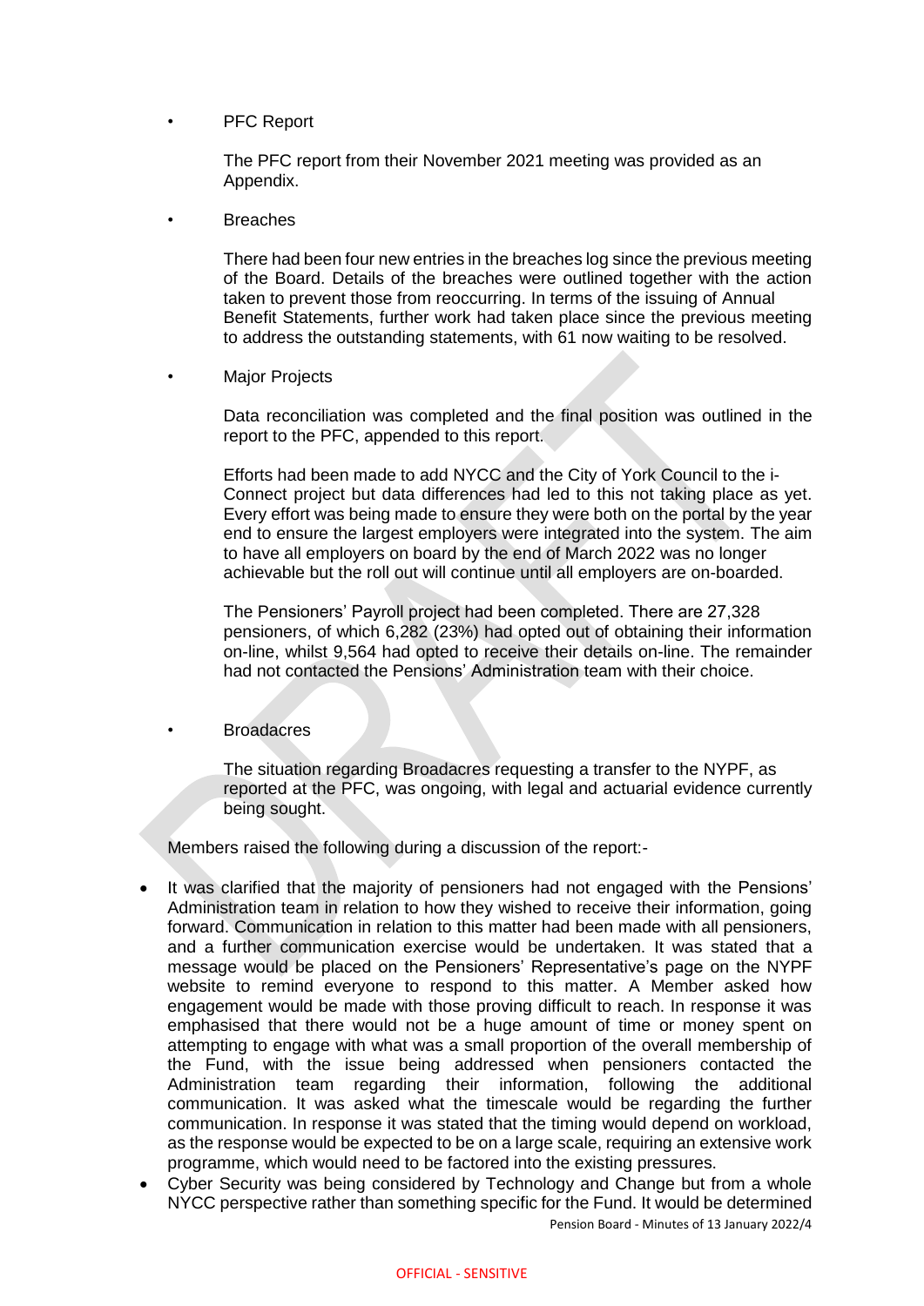- PFC Report

  The PFC report from their November 2021 meeting was provided as an Appendix.

- Breaches

  There had been four new entries in the breaches log since the previous meeting of the Board. Details of the breaches were outlined together with the action taken to prevent those from reoccurring. In terms of the issuing of Annual Benefit Statements, further work had taken place since the previous meeting to address the outstanding statements, with 61 now waiting to be resolved.

- Major Projects

  Data reconciliation was completed and the final position was outlined in the report to the PFC, appended to this report.

  Efforts had been made to add NYCC and the City of York Council to the i-Connect project but data differences had led to this not taking place as yet. Every effort was being made to ensure they were both on the portal by the year end to ensure the largest employers were integrated into the system. The aim to have all employers on board by the end of March 2022 was no longer achievable but the roll out will continue until all employers are on-boarded.

  The Pensioners' Payroll project had been completed. There are 27,328 pensioners, of which 6,282 (23%) had opted out of obtaining their information on-line, whilst 9,564 had opted to receive their details on-line. The remainder had not contacted the Pensions' Administration team with their choice.

- Broadacres

  The situation regarding Broadacres requesting a transfer to the NYPF, as reported at the PFC, was ongoing, with legal and actuarial evidence currently being sought.

Members raised the following during a discussion of the report:-

- It was clarified that the majority of pensioners had not engaged with the Pensions' Administration team in relation to how they wished to receive their information, going forward. Communication in relation to this matter had been made with all pensioners, and a further communication exercise would be undertaken. It was stated that a message would be placed on the Pensioners' Representative's page on the NYPF website to remind everyone to respond to this matter. A Member asked how engagement would be made with those proving difficult to reach. In response it was emphasised that there would not be a huge amount of time or money spent on attempting to engage with what was a small proportion of the overall membership of the Fund, with the issue being addressed when pensioners contacted the Administration team regarding their information, following the additional communication. It was asked what the timescale would be regarding the further communication. In response it was stated that the timing would depend on workload, as the response would be expected to be on a large scale, requiring an extensive work programme, which would need to be factored into the existing pressures.
- Cyber Security was being considered by Technology and Change but from a whole NYCC perspective rather than something specific for the Fund. It would be determined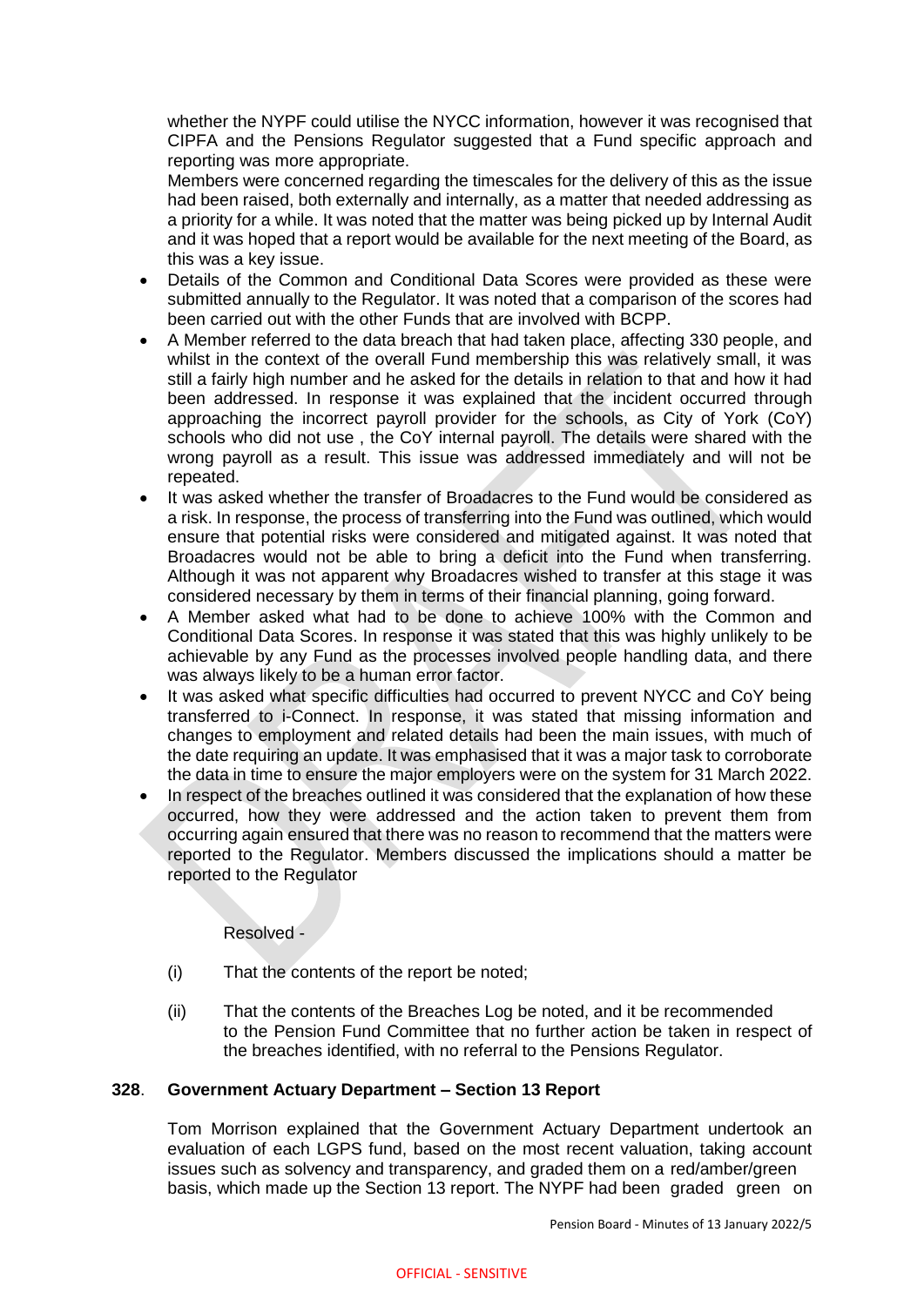whether the NYPF could utilise the NYCC information, however it was recognised that CIPFA and the Pensions Regulator suggested that a Fund specific approach and reporting was more appropriate.
Members were concerned regarding the timescales for the delivery of this as the issue had been raised, both externally and internally, as a matter that needed addressing as a priority for a while. It was noted that the matter was being picked up by Internal Audit and it was hoped that a report would be available for the next meeting of the Board, as this was a key issue.

- Details of the Common and Conditional Data Scores were provided as these were submitted annually to the Regulator. It was noted that a comparison of the scores had been carried out with the other Funds that are involved with BCPP.
- A Member referred to the data breach that had taken place, affecting 330 people, and whilst in the context of the overall Fund membership this was relatively small, it was still a fairly high number and he asked for the details in relation to that and how it had been addressed. In response it was explained that the incident occurred through approaching the incorrect payroll provider for the schools, as City of York (CoY) schools who did not use , the CoY internal payroll. The details were shared with the wrong payroll as a result. This issue was addressed immediately and will not be repeated.
- It was asked whether the transfer of Broadacres to the Fund would be considered as a risk. In response, the process of transferring into the Fund was outlined, which would ensure that potential risks were considered and mitigated against. It was noted that Broadacres would not be able to bring a deficit into the Fund when transferring. Although it was not apparent why Broadacres wished to transfer at this stage it was considered necessary by them in terms of their financial planning, going forward.
- A Member asked what had to be done to achieve 100% with the Common and Conditional Data Scores. In response it was stated that this was highly unlikely to be achievable by any Fund as the processes involved people handling data, and there was always likely to be a human error factor.
- It was asked what specific difficulties had occurred to prevent NYCC and CoY being transferred to i-Connect. In response, it was stated that missing information and changes to employment and related details had been the main issues, with much of the date requiring an update. It was emphasised that it was a major task to corroborate the data in time to ensure the major employers were on the system for 31 March 2022.
- In respect of the breaches outlined it was considered that the explanation of how these occurred, how they were addressed and the action taken to prevent them from occurring again ensured that there was no reason to recommend that the matters were reported to the Regulator. Members discussed the implications should a matter be reported to the Regulator

Resolved -

(i) That the contents of the report be noted;

(ii) That the contents of the Breaches Log be noted, and it be recommended to the Pension Fund Committee that no further action be taken in respect of the breaches identified, with no referral to the Pensions Regulator.

**328. Government Actuary Department – Section 13 Report**

Tom Morrison explained that the Government Actuary Department undertook an evaluation of each LGPS fund, based on the most recent valuation, taking account issues such as solvency and transparency, and graded them on a red/amber/green basis, which made up the Section 13 report. The NYPF had been graded green on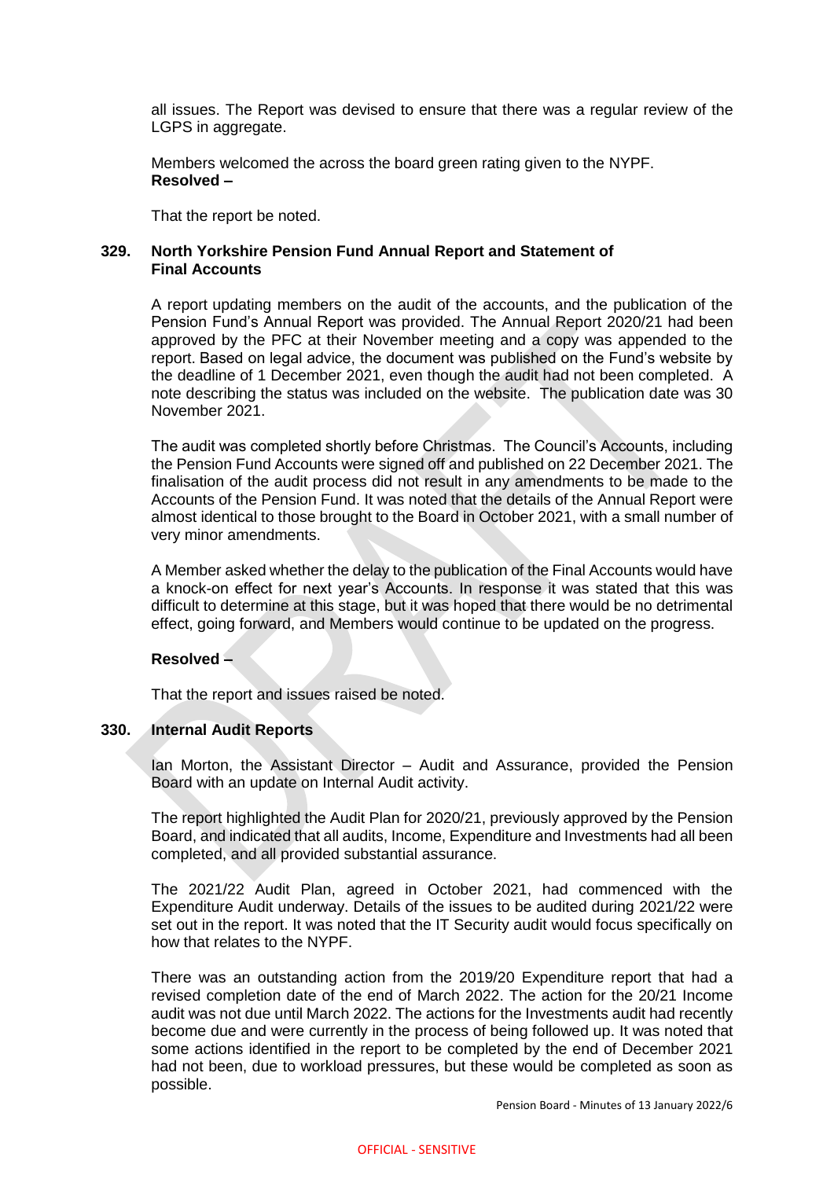all issues. The Report was devised to ensure that there was a regular review of the LGPS in aggregate.

Members welcomed the across the board green rating given to the NYPF.

**Resolved –**

That the report be noted.

### 329. North Yorkshire Pension Fund Annual Report and Statement of Final Accounts

A report updating members on the audit of the accounts, and the publication of the Pension Fund's Annual Report was provided. The Annual Report 2020/21 had been approved by the PFC at their November meeting and a copy was appended to the report. Based on legal advice, the document was published on the Fund's website by the deadline of 1 December 2021, even though the audit had not been completed. A note describing the status was included on the website. The publication date was 30 November 2021.

The audit was completed shortly before Christmas. The Council's Accounts, including the Pension Fund Accounts were signed off and published on 22 December 2021. The finalisation of the audit process did not result in any amendments to be made to the Accounts of the Pension Fund. It was noted that the details of the Annual Report were almost identical to those brought to the Board in October 2021, with a small number of very minor amendments.

A Member asked whether the delay to the publication of the Final Accounts would have a knock-on effect for next year's Accounts. In response it was stated that this was difficult to determine at this stage, but it was hoped that there would be no detrimental effect, going forward, and Members would continue to be updated on the progress.

**Resolved –**

That the report and issues raised be noted.

### 330. Internal Audit Reports

Ian Morton, the Assistant Director – Audit and Assurance, provided the Pension Board with an update on Internal Audit activity.

The report highlighted the Audit Plan for 2020/21, previously approved by the Pension Board, and indicated that all audits, Income, Expenditure and Investments had all been completed, and all provided substantial assurance.

The 2021/22 Audit Plan, agreed in October 2021, had commenced with the Expenditure Audit underway. Details of the issues to be audited during 2021/22 were set out in the report. It was noted that the IT Security audit would focus specifically on how that relates to the NYPF.

There was an outstanding action from the 2019/20 Expenditure report that had a revised completion date of the end of March 2022. The action for the 20/21 Income audit was not due until March 2022. The actions for the Investments audit had recently become due and were currently in the process of being followed up. It was noted that some actions identified in the report to be completed by the end of December 2021 had not been, due to workload pressures, but these would be completed as soon as possible.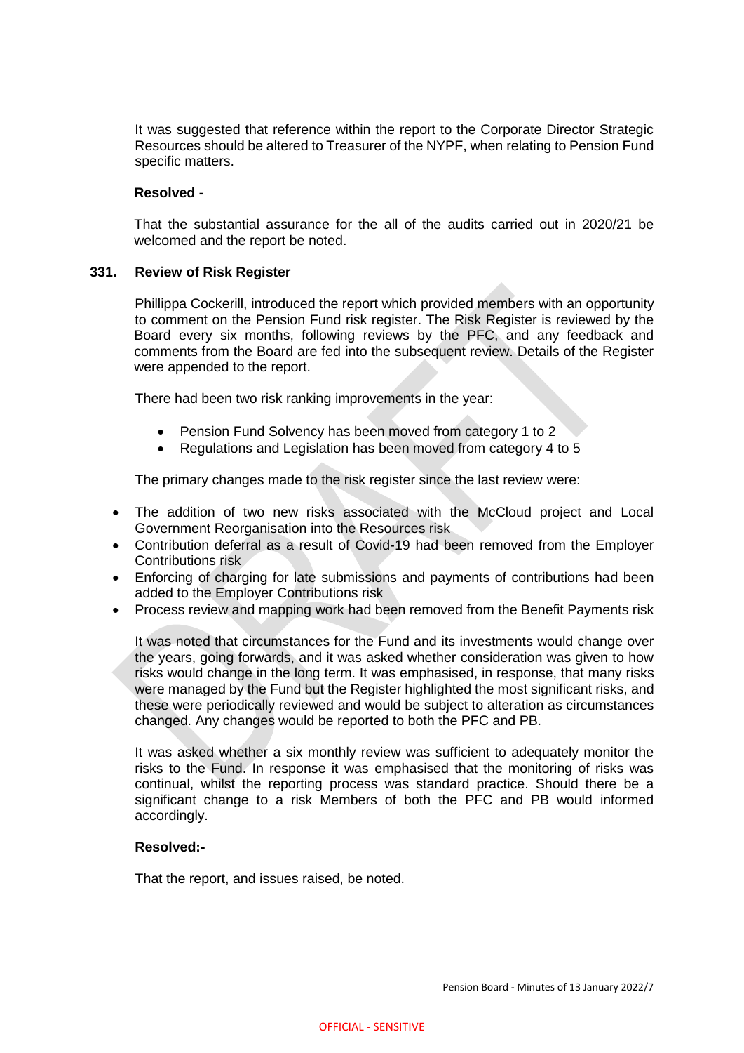It was suggested that reference within the report to the Corporate Director Strategic Resources should be altered to Treasurer of the NYPF, when relating to Pension Fund specific matters.

**Resolved -**

That the substantial assurance for the all of the audits carried out in 2020/21 be welcomed and the report be noted.

## 331. Review of Risk Register

Phillippa Cockerill, introduced the report which provided members with an opportunity to comment on the Pension Fund risk register. The Risk Register is reviewed by the Board every six months, following reviews by the PFC, and any feedback and comments from the Board are fed into the subsequent review. Details of the Register were appended to the report.

There had been two risk ranking improvements in the year:

- Pension Fund Solvency has been moved from category 1 to 2
- Regulations and Legislation has been moved from category 4 to 5

The primary changes made to the risk register since the last review were:

- The addition of two new risks associated with the McCloud project and Local Government Reorganisation into the Resources risk
- Contribution deferral as a result of Covid-19 had been removed from the Employer Contributions risk
- Enforcing of charging for late submissions and payments of contributions had been added to the Employer Contributions risk
- Process review and mapping work had been removed from the Benefit Payments risk

It was noted that circumstances for the Fund and its investments would change over the years, going forwards, and it was asked whether consideration was given to how risks would change in the long term. It was emphasised, in response, that many risks were managed by the Fund but the Register highlighted the most significant risks, and these were periodically reviewed and would be subject to alteration as circumstances changed. Any changes would be reported to both the PFC and PB.

It was asked whether a six monthly review was sufficient to adequately monitor the risks to the Fund. In response it was emphasised that the monitoring of risks was continual, whilst the reporting process was standard practice. Should there be a significant change to a risk Members of both the PFC and PB would informed accordingly.

**Resolved:-**

That the report, and issues raised, be noted.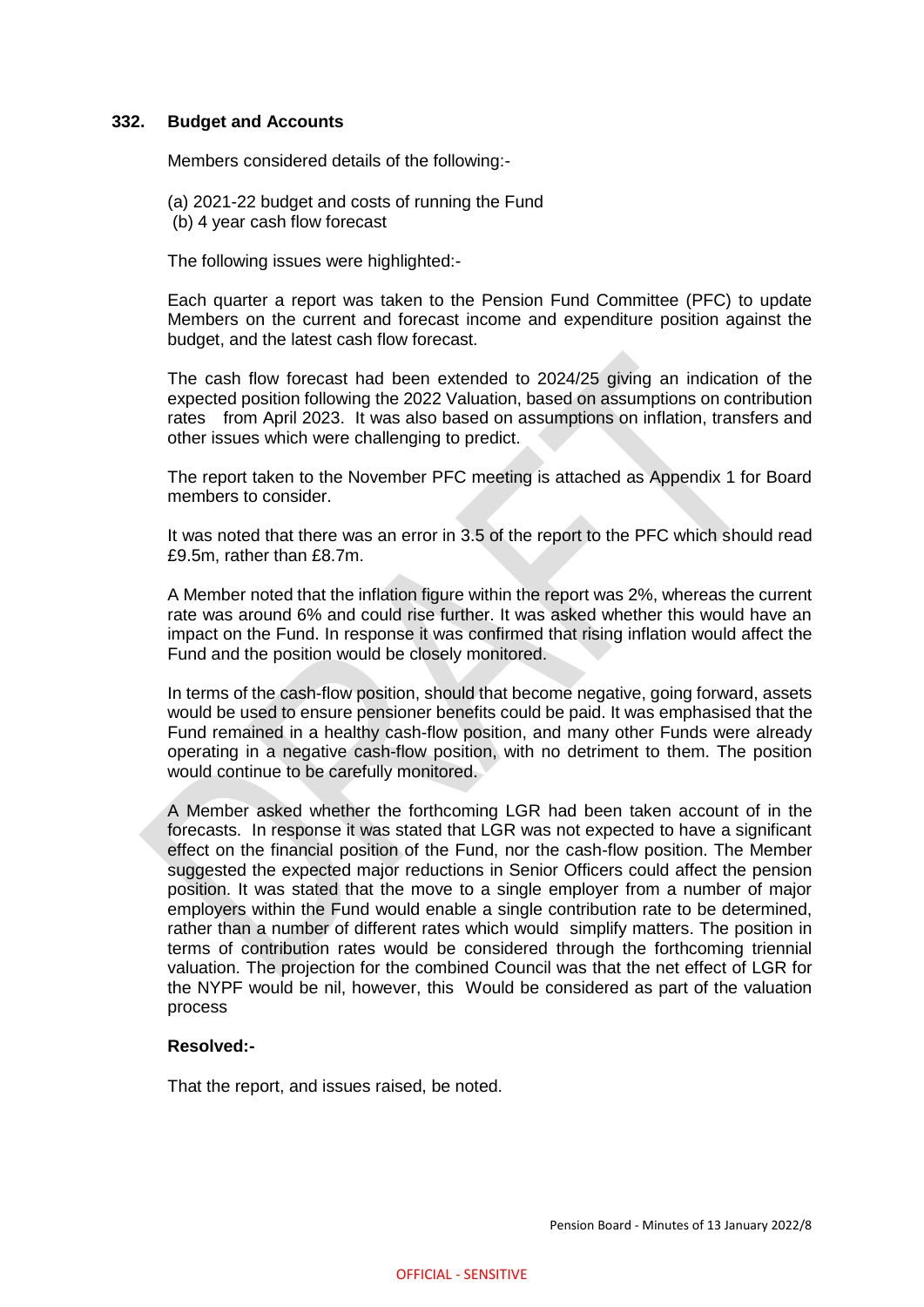## 332. Budget and Accounts

Members considered details of the following:-

(a) 2021-22 budget and costs of running the Fund
(b) 4 year cash flow forecast

The following issues were highlighted:-

Each quarter a report was taken to the Pension Fund Committee (PFC) to update Members on the current and forecast income and expenditure position against the budget, and the latest cash flow forecast.

The cash flow forecast had been extended to 2024/25 giving an indication of the expected position following the 2022 Valuation, based on assumptions on contribution rates from April 2023. It was also based on assumptions on inflation, transfers and other issues which were challenging to predict.

The report taken to the November PFC meeting is attached as Appendix 1 for Board members to consider.

It was noted that there was an error in 3.5 of the report to the PFC which should read £9.5m, rather than £8.7m.

A Member noted that the inflation figure within the report was 2%, whereas the current rate was around 6% and could rise further. It was asked whether this would have an impact on the Fund. In response it was confirmed that rising inflation would affect the Fund and the position would be closely monitored.

In terms of the cash-flow position, should that become negative, going forward, assets would be used to ensure pensioner benefits could be paid. It was emphasised that the Fund remained in a healthy cash-flow position, and many other Funds were already operating in a negative cash-flow position, with no detriment to them. The position would continue to be carefully monitored.

A Member asked whether the forthcoming LGR had been taken account of in the forecasts. In response it was stated that LGR was not expected to have a significant effect on the financial position of the Fund, nor the cash-flow position. The Member suggested the expected major reductions in Senior Officers could affect the pension position. It was stated that the move to a single employer from a number of major employers within the Fund would enable a single contribution rate to be determined, rather than a number of different rates which would simplify matters. The position in terms of contribution rates would be considered through the forthcoming triennial valuation. The projection for the combined Council was that the net effect of LGR for the NYPF would be nil, however, this Would be considered as part of the valuation process

**Resolved:-**

That the report, and issues raised, be noted.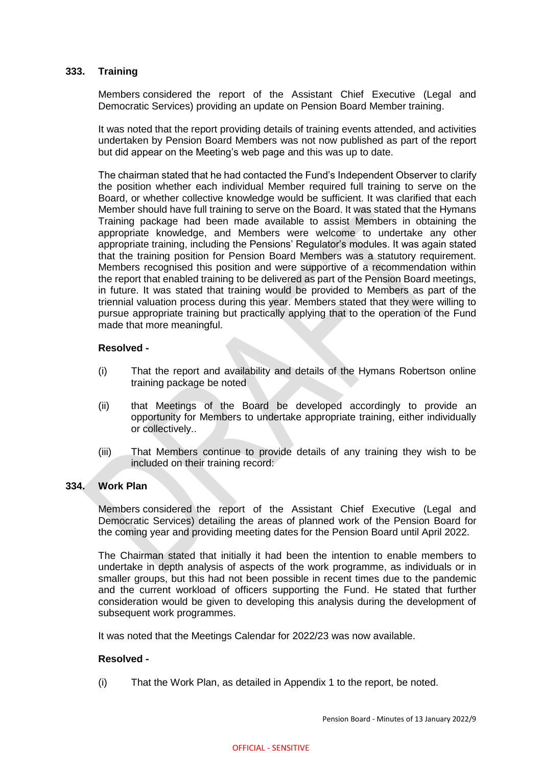## 333. Training

Members considered the report of the Assistant Chief Executive (Legal and Democratic Services) providing an update on Pension Board Member training.

It was noted that the report providing details of training events attended, and activities undertaken by Pension Board Members was not now published as part of the report but did appear on the Meeting's web page and this was up to date.

The chairman stated that he had contacted the Fund's Independent Observer to clarify the position whether each individual Member required full training to serve on the Board, or whether collective knowledge would be sufficient. It was clarified that each Member should have full training to serve on the Board. It was stated that the Hymans Training package had been made available to assist Members in obtaining the appropriate knowledge, and Members were welcome to undertake any other appropriate training, including the Pensions' Regulator's modules. It was again stated that the training position for Pension Board Members was a statutory requirement. Members recognised this position and were supportive of a recommendation within the report that enabled training to be delivered as part of the Pension Board meetings, in future. It was stated that training would be provided to Members as part of the triennial valuation process during this year. Members stated that they were willing to pursue appropriate training but practically applying that to the operation of the Fund made that more meaningful.

**Resolved -**

(i) That the report and availability and details of the Hymans Robertson online training package be noted

(ii) that Meetings of the Board be developed accordingly to provide an opportunity for Members to undertake appropriate training, either individually or collectively..

(iii) That Members continue to provide details of any training they wish to be included on their training record:

## 334. Work Plan

Members considered the report of the Assistant Chief Executive (Legal and Democratic Services) detailing the areas of planned work of the Pension Board for the coming year and providing meeting dates for the Pension Board until April 2022.

The Chairman stated that initially it had been the intention to enable members to undertake in depth analysis of aspects of the work programme, as individuals or in smaller groups, but this had not been possible in recent times due to the pandemic and the current workload of officers supporting the Fund. He stated that further consideration would be given to developing this analysis during the development of subsequent work programmes.

It was noted that the Meetings Calendar for 2022/23 was now available.

**Resolved -**

(i) That the Work Plan, as detailed in Appendix 1 to the report, be noted.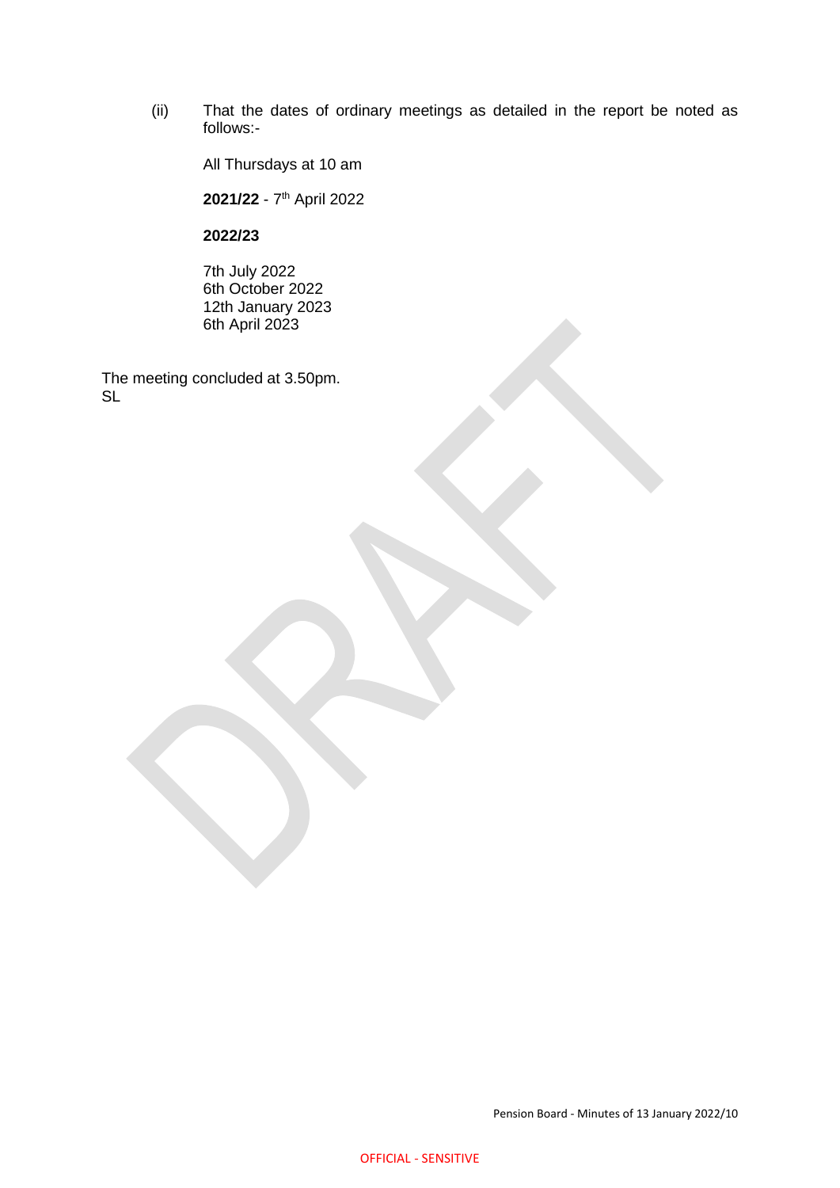(ii) That the dates of ordinary meetings as detailed in the report be noted as follows:-

All Thursdays at 10 am

**2021/22** - 7th April 2022

**2022/23**

7th July 2022
6th October 2022
12th January 2023
6th April 2023

The meeting concluded at 3.50pm.
SL